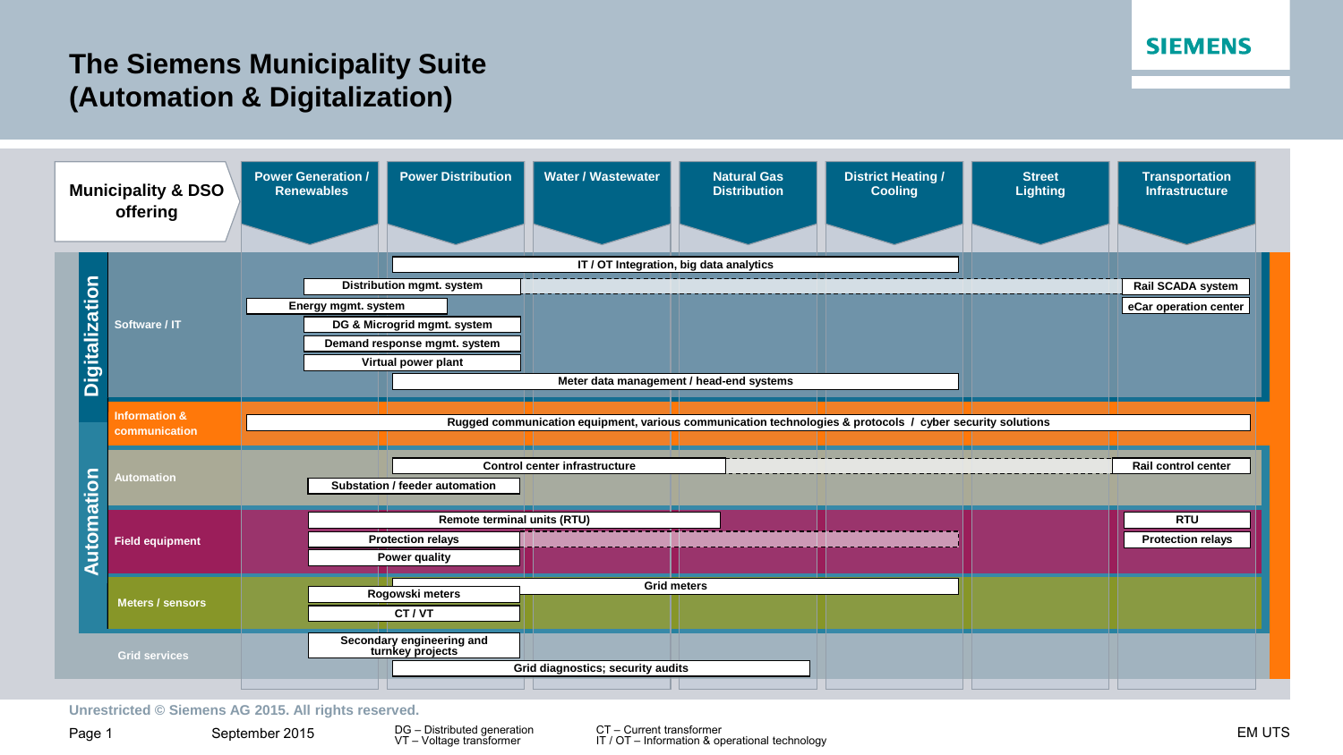# The Siemens Municipality Suite (Automation & Digitalization)

SIEMENS

| Municipality & DSO offering | | Power Generation / Renewables | Power Distribution | Water / Wastewater | Natural Gas Distribution | District Heating / Cooling | Street Lighting | Transportation Infrastructure |
|---|---|---|---|---|---|---|---|---|
| Digitalization | Software / IT | IT / OT Integration, big data analytics; Distribution mgmt. system; Energy mgmt. system; DG & Microgrid mgmt. system; Demand response mgmt. system; Virtual power plant; Meter data management / head-end systems | | | | | | Rail SCADA system; eCar operation center |
| Digitalization / Automation | Information & communication | Rugged communication equipment, various communication technologies & protocols / cyber security solutions | | | | | | |
| Automation | Automation | Control center infrastructure; Substation / feeder automation | | | | | | Rail control center |
| Automation | Field equipment | Remote terminal units (RTU); Protection relays; Power quality | | | | | | RTU; Protection relays |
| Automation | Meters / sensors | Grid meters; Rogowski meters; CT / VT | | | | | | |
| | Grid services | Secondary engineering and turnkey projects; Grid diagnostics; security audits | | | | | | |

Unrestricted © Siemens AG 2015. All rights reserved.

September 2015

DG – Distributed generation
VT – Voltage transformer

CT – Current transformer
IT / OT – Information & operational technology

EM UTS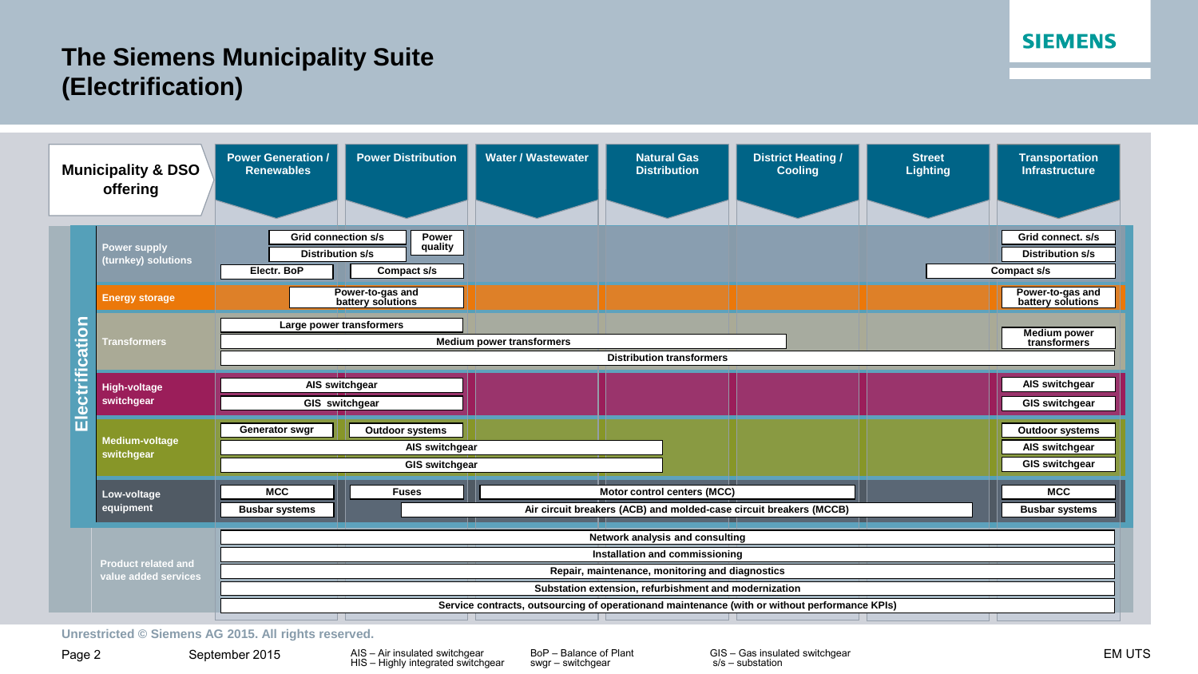# The Siemens Municipality Suite (Electrification)

SIEMENS

| Municipality & DSO offering | Power Generation / Renewables | Power Distribution | Water / Wastewater | Natural Gas Distribution | District Heating / Cooling | Street Lighting | Transportation Infrastructure |
|---|---|---|---|---|---|---|---|
| **Electrification** | | | | | | | |
| Power supply (turnkey) solutions | Grid connection s/s; Distribution s/s; Electr. BoP | Power quality; Compact s/s | | | | Compact s/s | Grid connect. s/s; Distribution s/s; Compact s/s |
| Energy storage | Power-to-gas and battery solutions | Power-to-gas and battery solutions | | | | | Power-to-gas and battery solutions |
| Transformers | Large power transformers; Medium power transformers; Distribution transformers | Large power transformers; Medium power transformers; Distribution transformers | Medium power transformers; Distribution transformers | Medium power transformers; Distribution transformers | Medium power transformers; Distribution transformers | Distribution transformers | Medium power transformers; Distribution transformers |
| High-voltage switchgear | AIS switchgear; GIS switchgear | AIS switchgear; GIS switchgear | | | | | AIS switchgear; GIS switchgear |
| Medium-voltage switchgear | Generator swgr; AIS switchgear; GIS switchgear | Outdoor systems; AIS switchgear; GIS switchgear | AIS switchgear; GIS switchgear | AIS switchgear; GIS switchgear | | | Outdoor systems; AIS switchgear; GIS switchgear |
| Low-voltage equipment | MCC; Busbar systems | Fuses; Air circuit breakers (ACB) and molded-case circuit breakers (MCCB) | Motor control centers (MCC); Air circuit breakers (ACB) and molded-case circuit breakers (MCCB) | Motor control centers (MCC); Air circuit breakers (ACB) and molded-case circuit breakers (MCCB) | Motor control centers (MCC); Air circuit breakers (ACB) and molded-case circuit breakers (MCCB) | Air circuit breakers (ACB) and molded-case circuit breakers (MCCB) | MCC; Busbar systems |
| Product related and value added services | Network analysis and consulting; Installation and commissioning; Repair, maintenance, monitoring and diagnostics; Substation extension, refurbishment and modernization; Service contracts, outsourcing of operationand maintenance (with or without performance KPIs) | (all) | (all) | (all) | (all) | (all) | (all) |

Unrestricted © Siemens AG 2015. All rights reserved.

September 2015

AIS – Air insulated switchgear
HIS – Highly integrated switchgear
BoP – Balance of Plant
swgr – switchgear
GIS – Gas insulated switchgear
s/s – substation

EM UTS